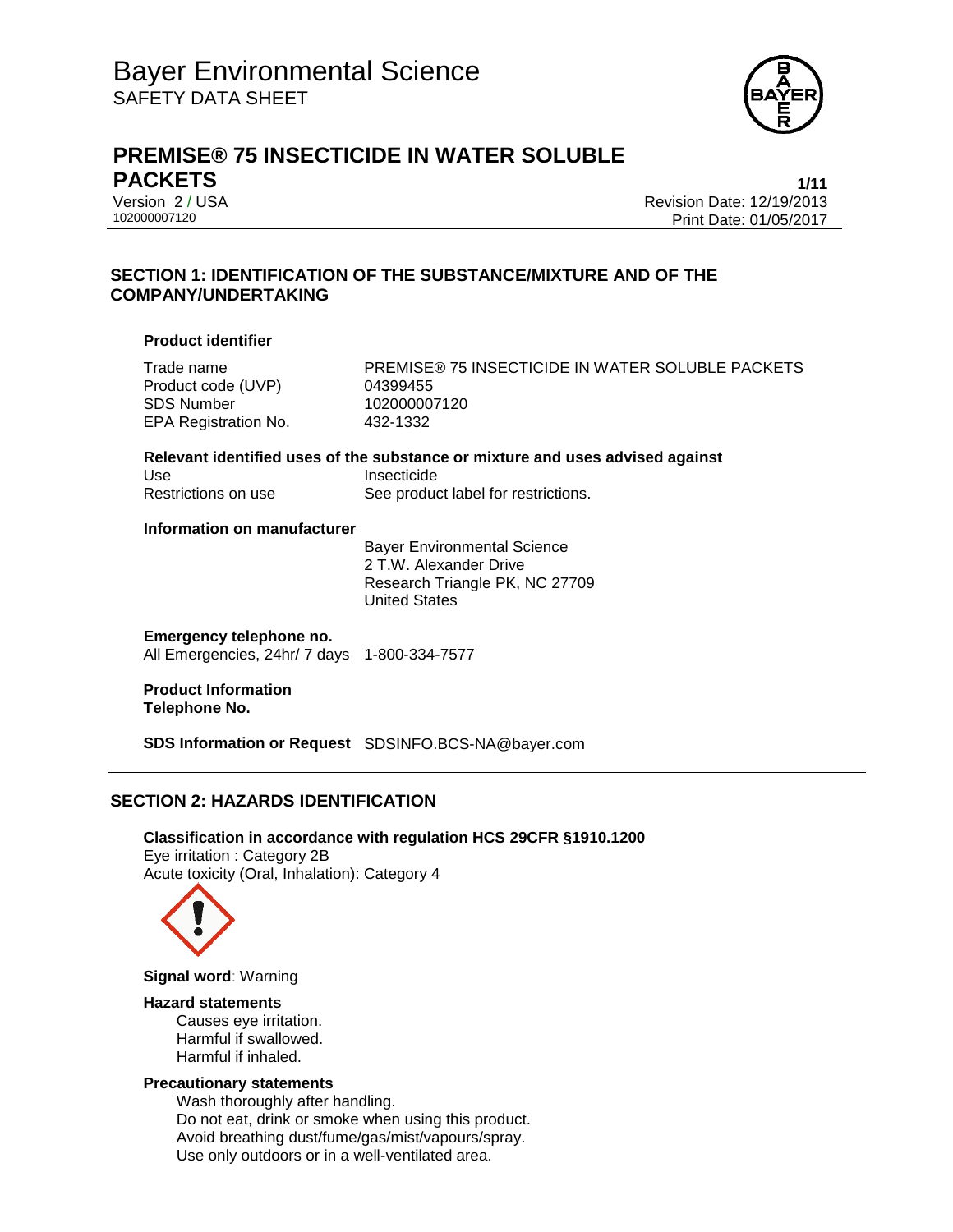# Bayer Environmental Science

SAFETY DATA SHEET

# PREMISE® 75 INSECTICIDE IN WATER SOLUBLE PACKETS

Version 2 / USA
102000007120

Revision Date: 12/19/2013
Print Date: 01/05/2017

## SECTION 1: IDENTIFICATION OF THE SUBSTANCE/MIXTURE AND OF THE COMPANY/UNDERTAKING

### Product identifier

| | |
|---|---|
| Trade name | PREMISE® 75 INSECTICIDE IN WATER SOLUBLE PACKETS |
| Product code (UVP) | 04399455 |
| SDS Number | 102000007120 |
| EPA Registration No. | 432-1332 |

### Relevant identified uses of the substance or mixture and uses advised against

| | |
|---|---|
| Use | Insecticide |
| Restrictions on use | See product label for restrictions. |

### Information on manufacturer

Bayer Environmental Science
2 T.W. Alexander Drive
Research Triangle PK, NC 27709
United States

### Emergency telephone no.

All Emergencies, 24hr/ 7 days 1-800-334-7577

### Product Information Telephone No.

**SDS Information or Request** SDSINFO.BCS-NA@bayer.com

## SECTION 2: HAZARDS IDENTIFICATION

### Classification in accordance with regulation HCS 29CFR §1910.1200

Eye irritation : Category 2B
Acute toxicity (Oral, Inhalation): Category 4

**Signal word**: Warning

### Hazard statements

Causes eye irritation.
Harmful if swallowed.
Harmful if inhaled.

### Precautionary statements

Wash thoroughly after handling.
Do not eat, drink or smoke when using this product.
Avoid breathing dust/fume/gas/mist/vapours/spray.
Use only outdoors or in a well-ventilated area.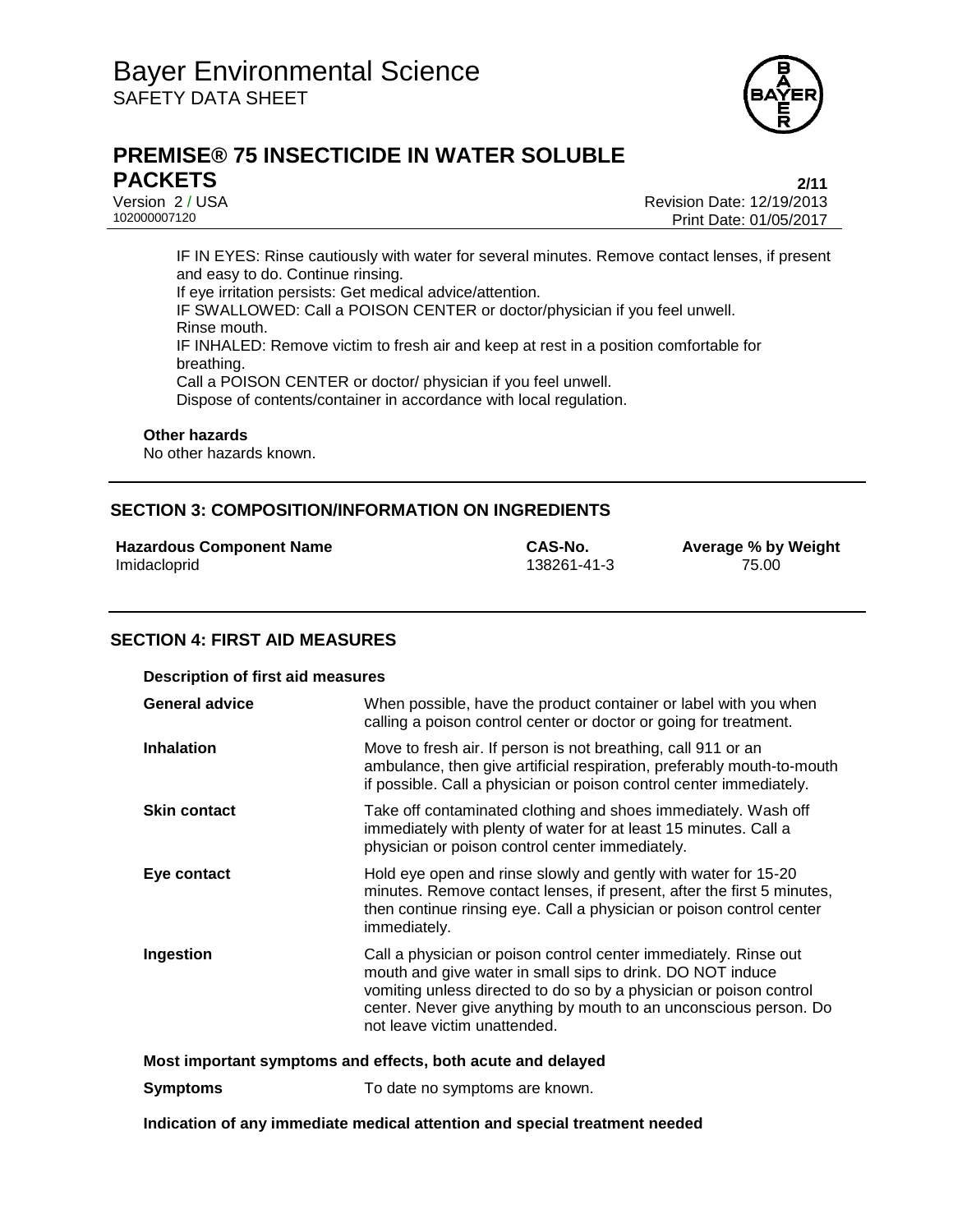IF IN EYES: Rinse cautiously with water for several minutes. Remove contact lenses, if present and easy to do. Continue rinsing.
If eye irritation persists: Get medical advice/attention.
IF SWALLOWED: Call a POISON CENTER or doctor/physician if you feel unwell.
Rinse mouth.
IF INHALED: Remove victim to fresh air and keep at rest in a position comfortable for breathing.
Call a POISON CENTER or doctor/ physician if you feel unwell.
Dispose of contents/container in accordance with local regulation.

**Other hazards**

No other hazards known.

## SECTION 3: COMPOSITION/INFORMATION ON INGREDIENTS

| Hazardous Component Name | CAS-No. | Average % by Weight |
|---|---|---|
| Imidacloprid | 138261-41-3 | 75.00 |

## SECTION 4: FIRST AID MEASURES

**Description of first aid measures**

| | |
|---|---|
| **General advice** | When possible, have the product container or label with you when calling a poison control center or doctor or going for treatment. |
| **Inhalation** | Move to fresh air. If person is not breathing, call 911 or an ambulance, then give artificial respiration, preferably mouth-to-mouth if possible. Call a physician or poison control center immediately. |
| **Skin contact** | Take off contaminated clothing and shoes immediately. Wash off immediately with plenty of water for at least 15 minutes. Call a physician or poison control center immediately. |
| **Eye contact** | Hold eye open and rinse slowly and gently with water for 15-20 minutes. Remove contact lenses, if present, after the first 5 minutes, then continue rinsing eye. Call a physician or poison control center immediately. |
| **Ingestion** | Call a physician or poison control center immediately. Rinse out mouth and give water in small sips to drink. DO NOT induce vomiting unless directed to do so by a physician or poison control center. Never give anything by mouth to an unconscious person. Do not leave victim unattended. |

**Most important symptoms and effects, both acute and delayed**

| | |
|---|---|
| **Symptoms** | To date no symptoms are known. |

**Indication of any immediate medical attention and special treatment needed**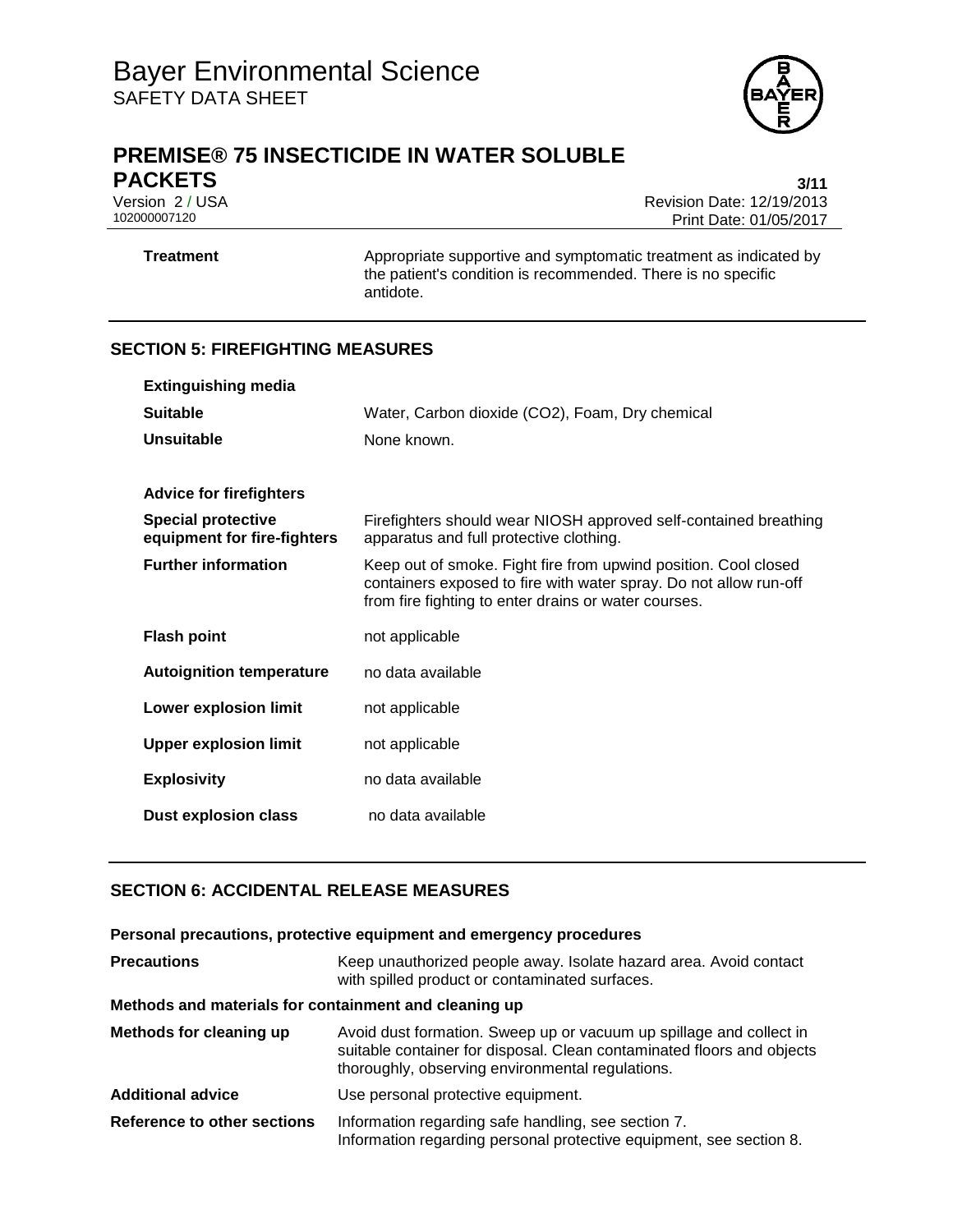| | |
|---|---|
| **Treatment** | Appropriate supportive and symptomatic treatment as indicated by the patient's condition is recommended. There is no specific antidote. |

## SECTION 5: FIREFIGHTING MEASURES

| | |
|---|---|
| **Extinguishing media** | |
| **Suitable** | Water, Carbon dioxide (CO2), Foam, Dry chemical |
| **Unsuitable** | None known. |
| **Advice for firefighters** | |
| **Special protective equipment for fire-fighters** | Firefighters should wear NIOSH approved self-contained breathing apparatus and full protective clothing. |
| **Further information** | Keep out of smoke. Fight fire from upwind position. Cool closed containers exposed to fire with water spray. Do not allow run-off from fire fighting to enter drains or water courses. |
| **Flash point** | not applicable |
| **Autoignition temperature** | no data available |
| **Lower explosion limit** | not applicable |
| **Upper explosion limit** | not applicable |
| **Explosivity** | no data available |
| **Dust explosion class** | no data available |

## SECTION 6: ACCIDENTAL RELEASE MEASURES

**Personal precautions, protective equipment and emergency procedures**

| | |
|---|---|
| **Precautions** | Keep unauthorized people away. Isolate hazard area. Avoid contact with spilled product or contaminated surfaces. |

**Methods and materials for containment and cleaning up**

| | |
|---|---|
| **Methods for cleaning up** | Avoid dust formation. Sweep up or vacuum up spillage and collect in suitable container for disposal. Clean contaminated floors and objects thoroughly, observing environmental regulations. |
| **Additional advice** | Use personal protective equipment. |
| **Reference to other sections** | Information regarding safe handling, see section 7. Information regarding personal protective equipment, see section 8. |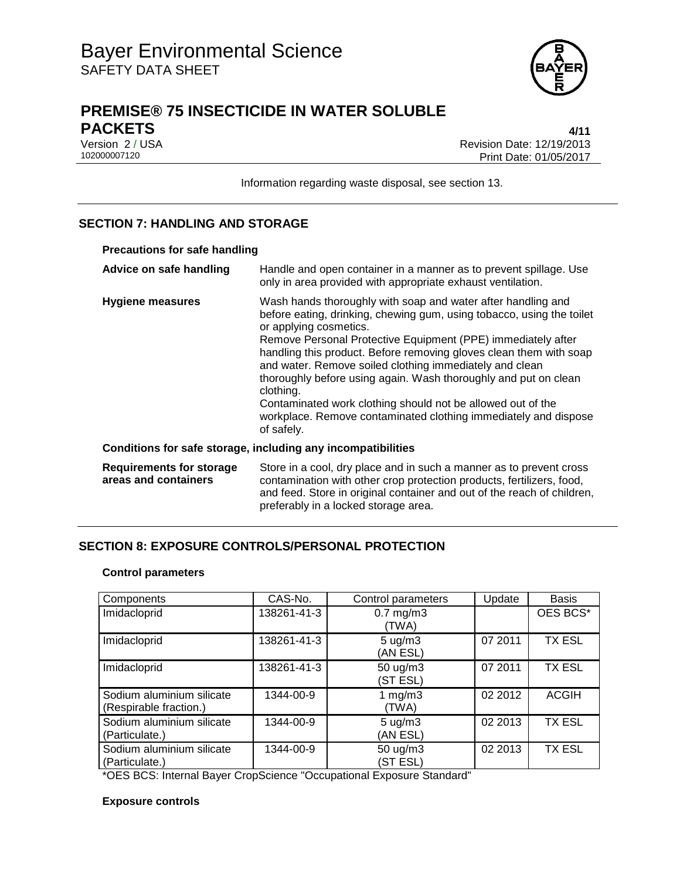Information regarding waste disposal, see section 13.

## SECTION 7: HANDLING AND STORAGE

### Precautions for safe handling

**Advice on safe handling**
Handle and open container in a manner as to prevent spillage. Use only in area provided with appropriate exhaust ventilation.

**Hygiene measures**
Wash hands thoroughly with soap and water after handling and before eating, drinking, chewing gum, using tobacco, using the toilet or applying cosmetics.
Remove Personal Protective Equipment (PPE) immediately after handling this product. Before removing gloves clean them with soap and water. Remove soiled clothing immediately and clean thoroughly before using again. Wash thoroughly and put on clean clothing.
Contaminated work clothing should not be allowed out of the workplace. Remove contaminated clothing immediately and dispose of safely.

### Conditions for safe storage, including any incompatibilities

**Requirements for storage areas and containers**
Store in a cool, dry place and in such a manner as to prevent cross contamination with other crop protection products, fertilizers, food, and feed. Store in original container and out of the reach of children, preferably in a locked storage area.

## SECTION 8: EXPOSURE CONTROLS/PERSONAL PROTECTION

### Control parameters

| Components | CAS-No. | Control parameters | Update | Basis |
|---|---|---|---|---|
| Imidacloprid | 138261-41-3 | 0.7 mg/m3 (TWA) | | OES BCS* |
| Imidacloprid | 138261-41-3 | 5 ug/m3 (AN ESL) | 07 2011 | TX ESL |
| Imidacloprid | 138261-41-3 | 50 ug/m3 (ST ESL) | 07 2011 | TX ESL |
| Sodium aluminium silicate (Respirable fraction.) | 1344-00-9 | 1 mg/m3 (TWA) | 02 2012 | ACGIH |
| Sodium aluminium silicate (Particulate.) | 1344-00-9 | 5 ug/m3 (AN ESL) | 02 2013 | TX ESL |
| Sodium aluminium silicate (Particulate.) | 1344-00-9 | 50 ug/m3 (ST ESL) | 02 2013 | TX ESL |

*OES BCS: Internal Bayer CropScience "Occupational Exposure Standard"

### Exposure controls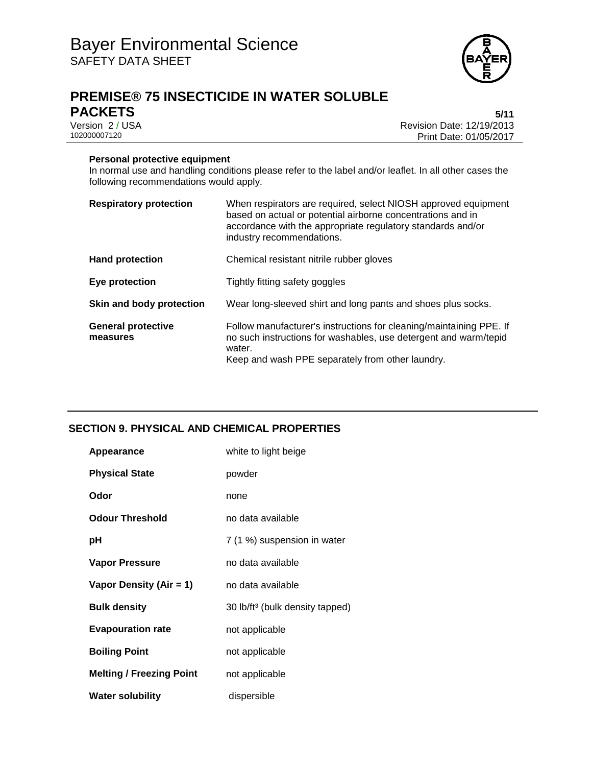**Personal protective equipment**

In normal use and handling conditions please refer to the label and/or leaflet. In all other cases the following recommendations would apply.

| | |
|---|---|
| **Respiratory protection** | When respirators are required, select NIOSH approved equipment based on actual or potential airborne concentrations and in accordance with the appropriate regulatory standards and/or industry recommendations. |
| **Hand protection** | Chemical resistant nitrile rubber gloves |
| **Eye protection** | Tightly fitting safety goggles |
| **Skin and body protection** | Wear long-sleeved shirt and long pants and shoes plus socks. |
| **General protective measures** | Follow manufacturer's instructions for cleaning/maintaining PPE. If no such instructions for washables, use detergent and warm/tepid water.<br>Keep and wash PPE separately from other laundry. |

## SECTION 9. PHYSICAL AND CHEMICAL PROPERTIES

| | |
|---|---|
| **Appearance** | white to light beige |
| **Physical State** | powder |
| **Odor** | none |
| **Odour Threshold** | no data available |
| **pH** | 7 (1 %) suspension in water |
| **Vapor Pressure** | no data available |
| **Vapor Density (Air = 1)** | no data available |
| **Bulk density** | 30 lb/ft$^3$ (bulk density tapped) |
| **Evapouration rate** | not applicable |
| **Boiling Point** | not applicable |
| **Melting / Freezing Point** | not applicable |
| **Water solubility** | dispersible |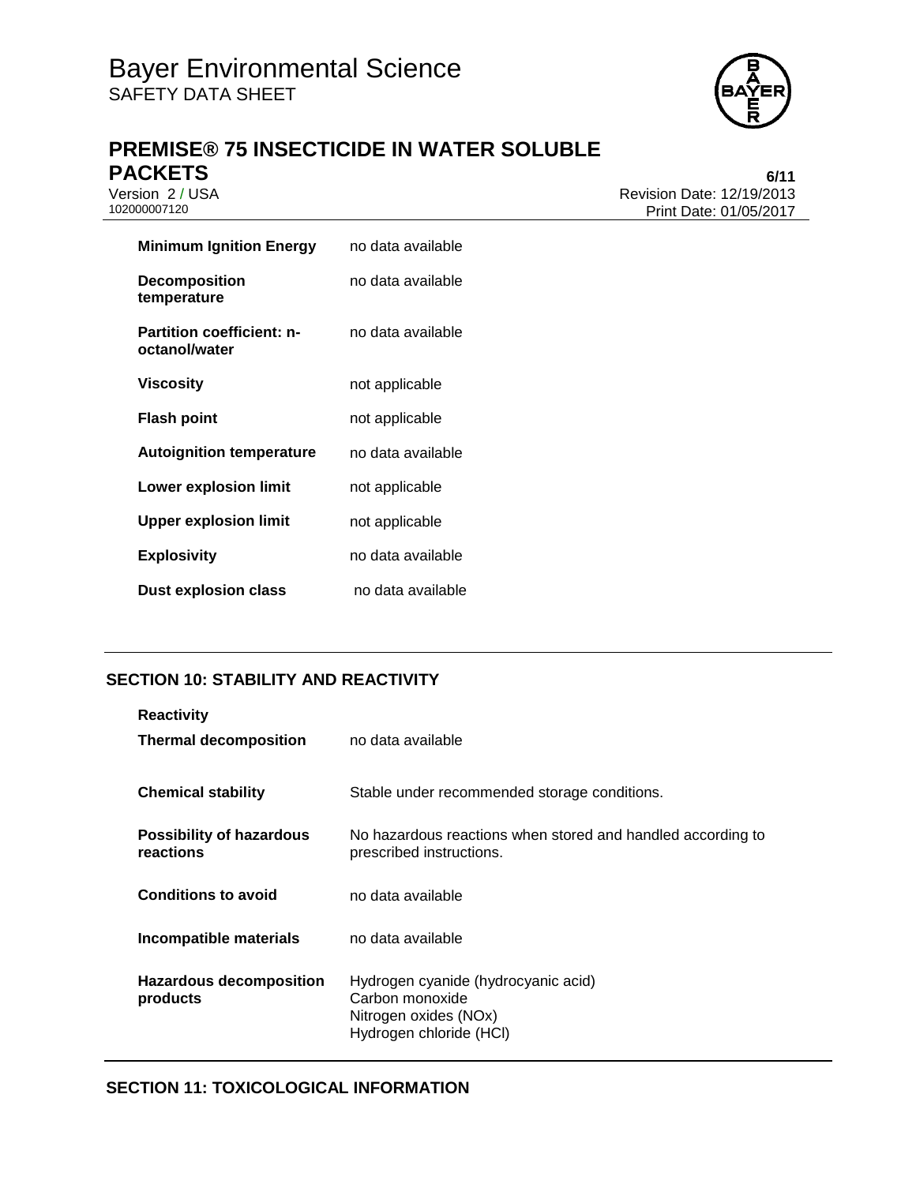| | |
|---|---|
| **Minimum Ignition Energy** | no data available |
| **Decomposition temperature** | no data available |
| **Partition coefficient: n-octanol/water** | no data available |
| **Viscosity** | not applicable |
| **Flash point** | not applicable |
| **Autoignition temperature** | no data available |
| **Lower explosion limit** | not applicable |
| **Upper explosion limit** | not applicable |
| **Explosivity** | no data available |
| **Dust explosion class** | no data available |

## SECTION 10: STABILITY AND REACTIVITY

**Reactivity**

| | |
|---|---|
| **Thermal decomposition** | no data available |
| **Chemical stability** | Stable under recommended storage conditions. |
| **Possibility of hazardous reactions** | No hazardous reactions when stored and handled according to prescribed instructions. |
| **Conditions to avoid** | no data available |
| **Incompatible materials** | no data available |
| **Hazardous decomposition products** | Hydrogen cyanide (hydrocyanic acid)<br>Carbon monoxide<br>Nitrogen oxides (NOx)<br>Hydrogen chloride (HCl) |

## SECTION 11: TOXICOLOGICAL INFORMATION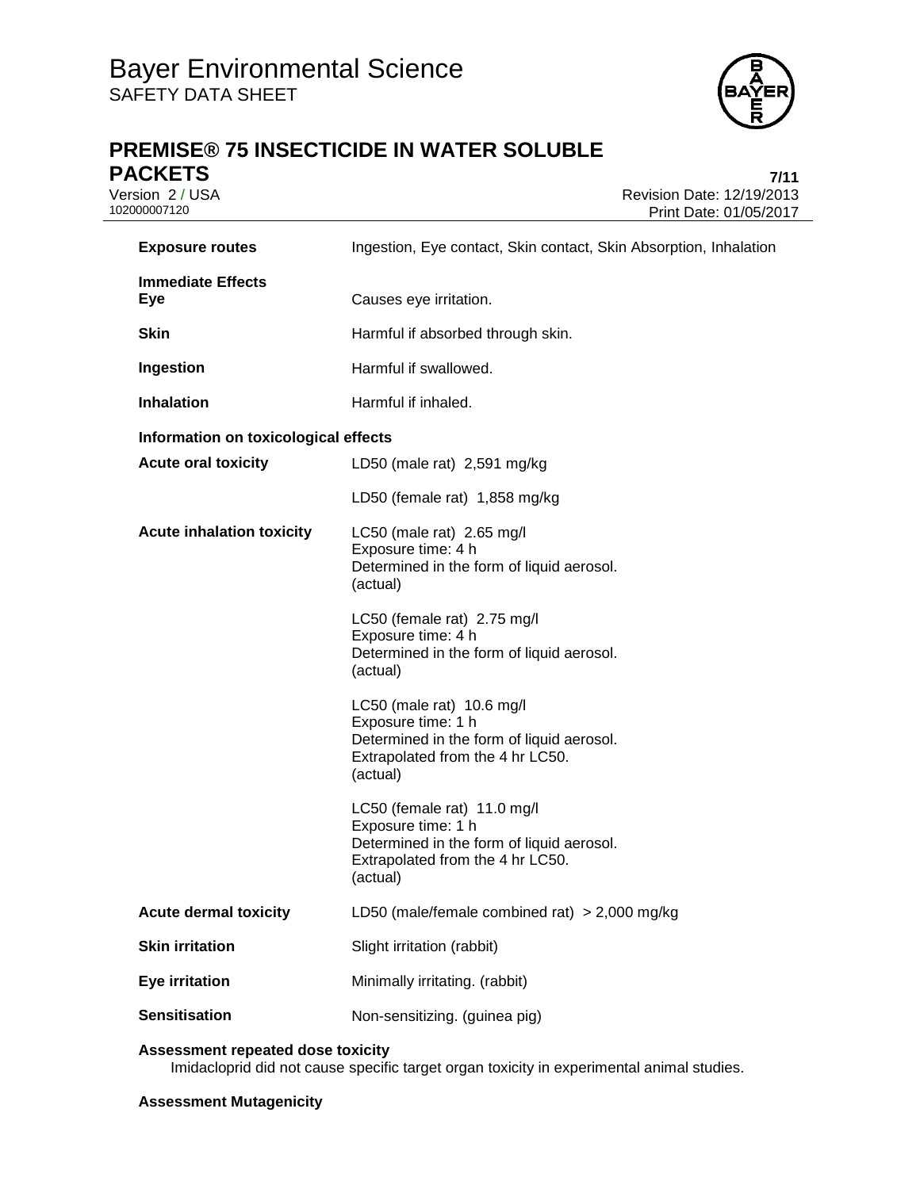| | |
|---|---|
| **Exposure routes** | Ingestion, Eye contact, Skin contact, Skin Absorption, Inhalation |
| **Immediate Effects** | |
| **Eye** | Causes eye irritation. |
| **Skin** | Harmful if absorbed through skin. |
| **Ingestion** | Harmful if swallowed. |
| **Inhalation** | Harmful if inhaled. |

**Information on toxicological effects**

| | |
|---|---|
| **Acute oral toxicity** | LD50 (male rat) 2,591 mg/kg |
| | LD50 (female rat) 1,858 mg/kg |
| **Acute inhalation toxicity** | LC50 (male rat) 2.65 mg/l<br>Exposure time: 4 h<br>Determined in the form of liquid aerosol.<br>(actual) |
| | LC50 (female rat) 2.75 mg/l<br>Exposure time: 4 h<br>Determined in the form of liquid aerosol.<br>(actual) |
| | LC50 (male rat) 10.6 mg/l<br>Exposure time: 1 h<br>Determined in the form of liquid aerosol.<br>Extrapolated from the 4 hr LC50.<br>(actual) |
| | LC50 (female rat) 11.0 mg/l<br>Exposure time: 1 h<br>Determined in the form of liquid aerosol.<br>Extrapolated from the 4 hr LC50.<br>(actual) |
| **Acute dermal toxicity** | LD50 (male/female combined rat) > 2,000 mg/kg |
| **Skin irritation** | Slight irritation (rabbit) |
| **Eye irritation** | Minimally irritating. (rabbit) |
| **Sensitisation** | Non-sensitizing. (guinea pig) |

**Assessment repeated dose toxicity**

Imidacloprid did not cause specific target organ toxicity in experimental animal studies.

**Assessment Mutagenicity**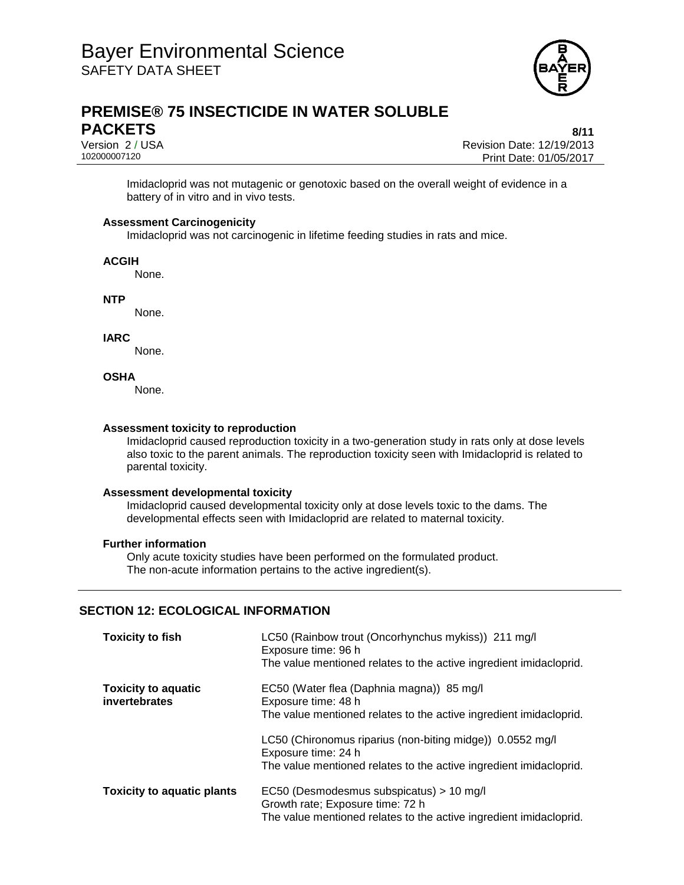Imidacloprid was not mutagenic or genotoxic based on the overall weight of evidence in a battery of in vitro and in vivo tests.

**Assessment Carcinogenicity**

Imidacloprid was not carcinogenic in lifetime feeding studies in rats and mice.

**ACGIH**

None.

**NTP**

None.

**IARC**

None.

**OSHA**

None.

**Assessment toxicity to reproduction**

Imidacloprid caused reproduction toxicity in a two-generation study in rats only at dose levels also toxic to the parent animals. The reproduction toxicity seen with Imidacloprid is related to parental toxicity.

**Assessment developmental toxicity**

Imidacloprid caused developmental toxicity only at dose levels toxic to the dams. The developmental effects seen with Imidacloprid are related to maternal toxicity.

**Further information**

Only acute toxicity studies have been performed on the formulated product.
The non-acute information pertains to the active ingredient(s).

## SECTION 12: ECOLOGICAL INFORMATION

| | |
|---|---|
| **Toxicity to fish** | LC50 (Rainbow trout (Oncorhynchus mykiss)) 211 mg/l<br>Exposure time: 96 h<br>The value mentioned relates to the active ingredient imidacloprid. |
| **Toxicity to aquatic invertebrates** | EC50 (Water flea (Daphnia magna)) 85 mg/l<br>Exposure time: 48 h<br>The value mentioned relates to the active ingredient imidacloprid. |
| | LC50 (Chironomus riparius (non-biting midge)) 0.0552 mg/l<br>Exposure time: 24 h<br>The value mentioned relates to the active ingredient imidacloprid. |
| **Toxicity to aquatic plants** | EC50 (Desmodesmus subspicatus) > 10 mg/l<br>Growth rate; Exposure time: 72 h<br>The value mentioned relates to the active ingredient imidacloprid. |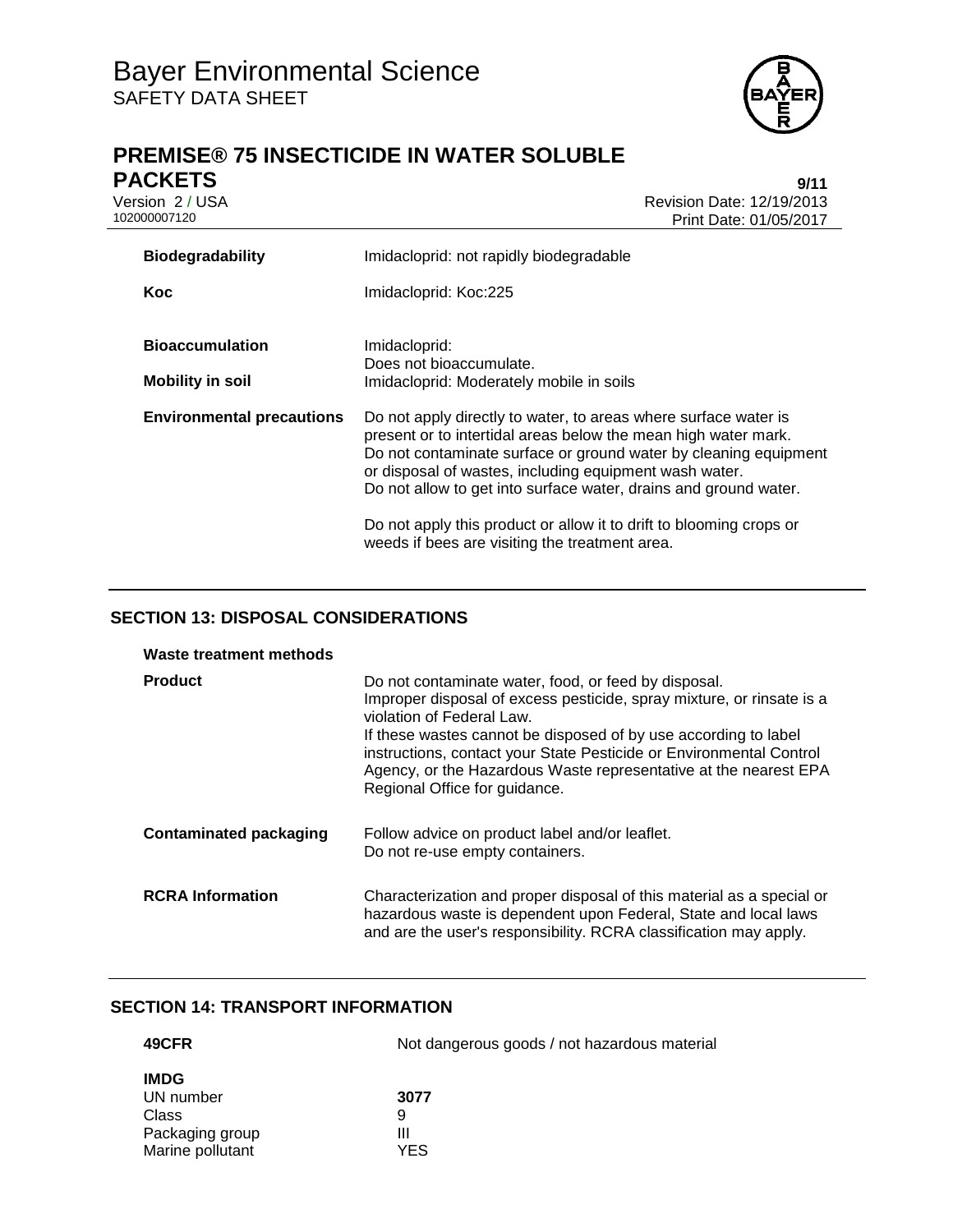| | |
|---|---|
| **Biodegradability** | Imidacloprid: not rapidly biodegradable |
| **Koc** | Imidacloprid: Koc:225 |
| **Bioaccumulation** | Imidacloprid:<br>Does not bioaccumulate. |
| **Mobility in soil** | Imidacloprid: Moderately mobile in soils |
| **Environmental precautions** | Do not apply directly to water, to areas where surface water is present or to intertidal areas below the mean high water mark. Do not contaminate surface or ground water by cleaning equipment or disposal of wastes, including equipment wash water. Do not allow to get into surface water, drains and ground water.<br><br>Do not apply this product or allow it to drift to blooming crops or weeds if bees are visiting the treatment area. |

## SECTION 13: DISPOSAL CONSIDERATIONS

**Waste treatment methods**

| | |
|---|---|
| **Product** | Do not contaminate water, food, or feed by disposal. Improper disposal of excess pesticide, spray mixture, or rinsate is a violation of Federal Law. If these wastes cannot be disposed of by use according to label instructions, contact your State Pesticide or Environmental Control Agency, or the Hazardous Waste representative at the nearest EPA Regional Office for guidance. |
| **Contaminated packaging** | Follow advice on product label and/or leaflet.<br>Do not re-use empty containers. |
| **RCRA Information** | Characterization and proper disposal of this material as a special or hazardous waste is dependent upon Federal, State and local laws and are the user's responsibility. RCRA classification may apply. |

## SECTION 14: TRANSPORT INFORMATION

| | |
|---|---|
| **49CFR** | Not dangerous goods / not hazardous material |
| **IMDG** | |
| UN number | **3077** |
| Class | 9 |
| Packaging group | III |
| Marine pollutant | YES |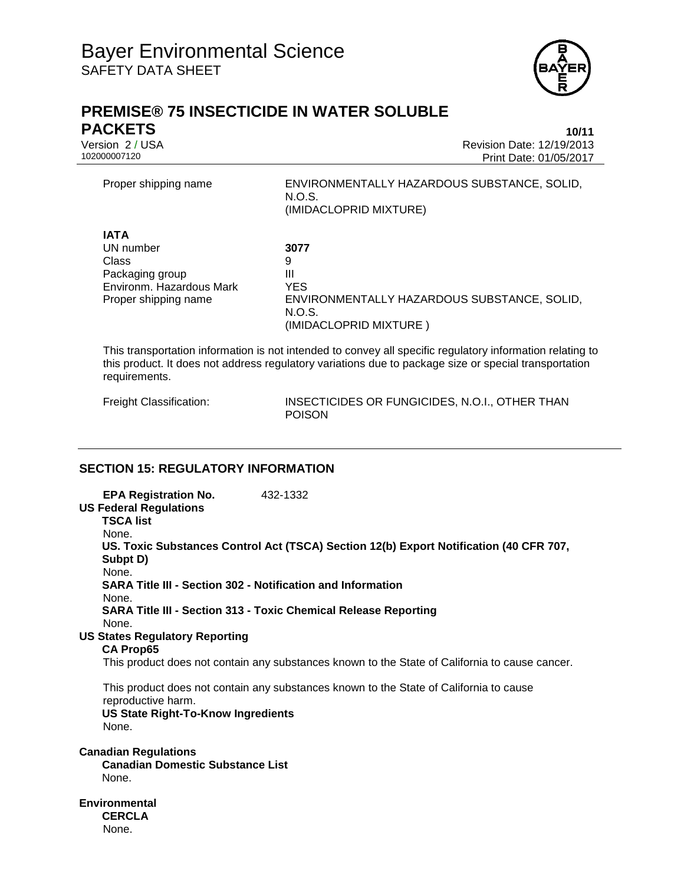| | |
|---|---|
| Proper shipping name | ENVIRONMENTALLY HAZARDOUS SUBSTANCE, SOLID, N.O.S. (IMIDACLOPRID MIXTURE) |

**IATA**

| | |
|---|---|
| UN number | **3077** |
| Class | 9 |
| Packaging group | III |
| Environm. Hazardous Mark | YES |
| Proper shipping name | ENVIRONMENTALLY HAZARDOUS SUBSTANCE, SOLID, N.O.S. (IMIDACLOPRID MIXTURE ) |

This transportation information is not intended to convey all specific regulatory information relating to this product. It does not address regulatory variations due to package size or special transportation requirements.

| | |
|---|---|
| Freight Classification: | INSECTICIDES OR FUNGICIDES, N.O.I., OTHER THAN POISON |

## SECTION 15: REGULATORY INFORMATION

**EPA Registration No.** 432-1332

**US Federal Regulations**

**TSCA list**

None.

**US. Toxic Substances Control Act (TSCA) Section 12(b) Export Notification (40 CFR 707, Subpt D)**

None.

**SARA Title III - Section 302 - Notification and Information**

None.

**SARA Title III - Section 313 - Toxic Chemical Release Reporting**

None.

**US States Regulatory Reporting**

**CA Prop65**

This product does not contain any substances known to the State of California to cause cancer.

This product does not contain any substances known to the State of California to cause reproductive harm.

**US State Right-To-Know Ingredients**

None.

**Canadian Regulations**

**Canadian Domestic Substance List**

None.

**Environmental**

**CERCLA**

None.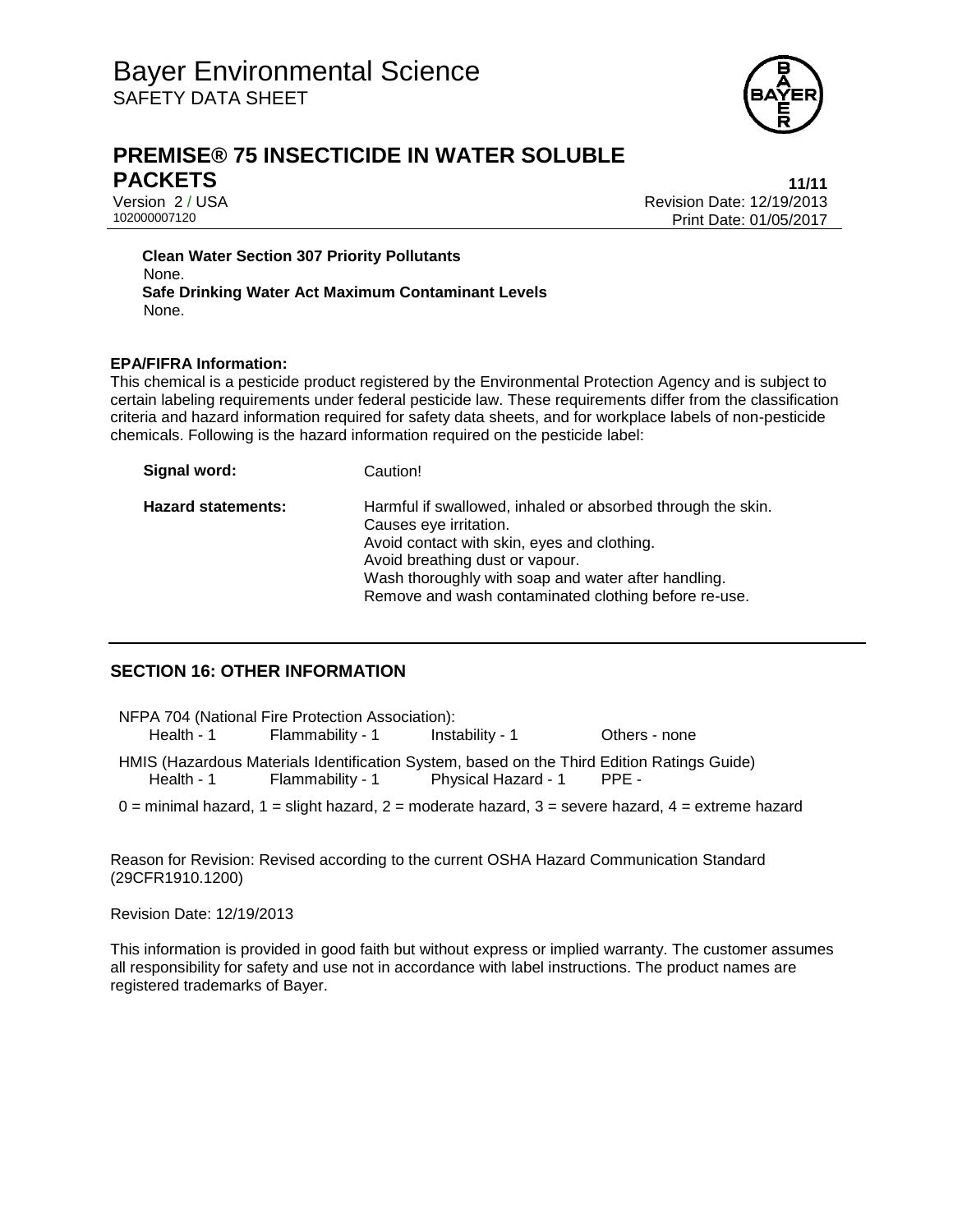**Clean Water Section 307 Priority Pollutants**
None.
**Safe Drinking Water Act Maximum Contaminant Levels**
None.

**EPA/FIFRA Information:**
This chemical is a pesticide product registered by the Environmental Protection Agency and is subject to certain labeling requirements under federal pesticide law. These requirements differ from the classification criteria and hazard information required for safety data sheets, and for workplace labels of non-pesticide chemicals. Following is the hazard information required on the pesticide label:

| | |
|---|---|
| **Signal word:** | Caution! |
| **Hazard statements:** | Harmful if swallowed, inhaled or absorbed through the skin.<br>Causes eye irritation.<br>Avoid contact with skin, eyes and clothing.<br>Avoid breathing dust or vapour.<br>Wash thoroughly with soap and water after handling.<br>Remove and wash contaminated clothing before re-use. |

## SECTION 16: OTHER INFORMATION

NFPA 704 (National Fire Protection Association):

| | | | |
|---|---|---|---|
| Health - 1 | Flammability - 1 | Instability - 1 | Others - none |

HMIS (Hazardous Materials Identification System, based on the Third Edition Ratings Guide)

| | | | |
|---|---|---|---|
| Health - 1 | Flammability - 1 | Physical Hazard - 1 | PPE - |

0 = minimal hazard, 1 = slight hazard, 2 = moderate hazard, 3 = severe hazard, 4 = extreme hazard

Reason for Revision: Revised according to the current OSHA Hazard Communication Standard (29CFR1910.1200)

Revision Date: 12/19/2013

This information is provided in good faith but without express or implied warranty. The customer assumes all responsibility for safety and use not in accordance with label instructions. The product names are registered trademarks of Bayer.